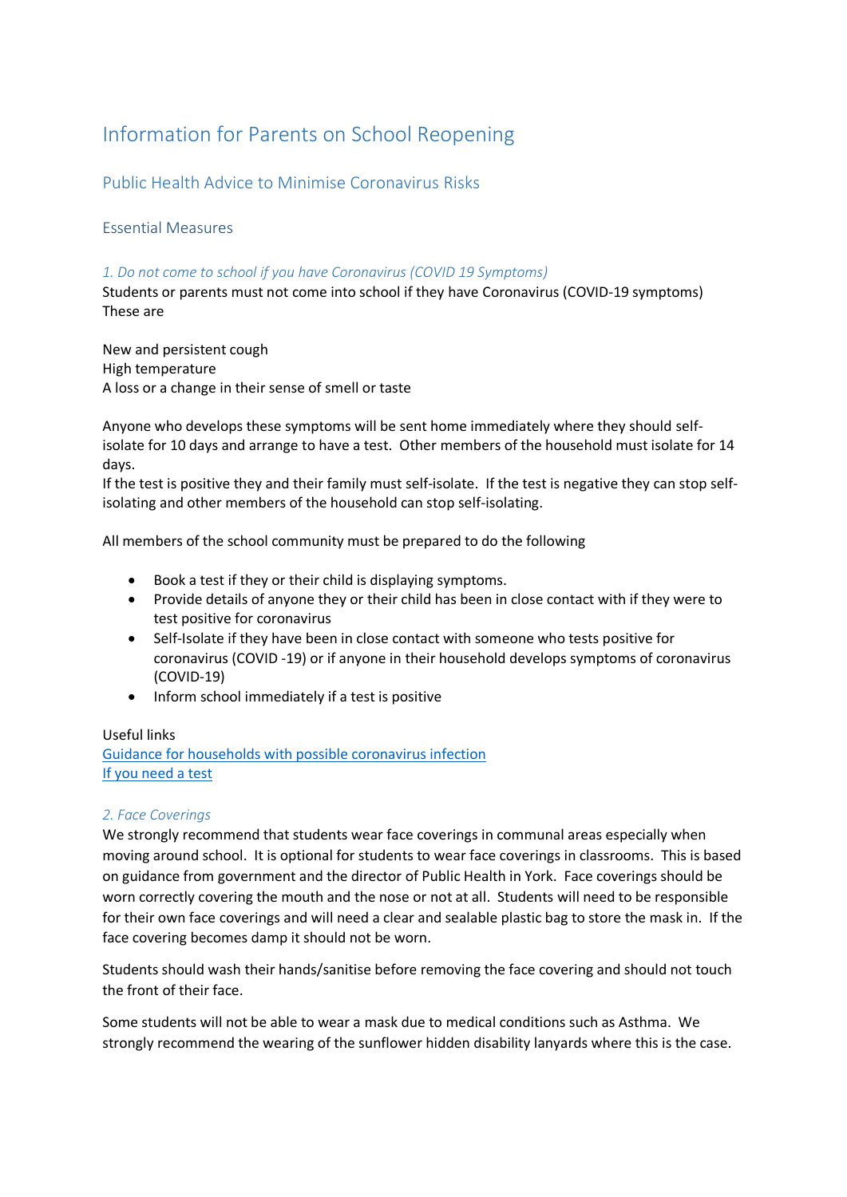# Information for Parents on School Reopening

## Public Health Advice to Minimise Coronavirus Risks

### Essential Measures

*1. Do not come to school if you have Coronavirus (COVID 19 Symptoms)*

Students or parents must not come into school if they have Coronavirus (COVID-19 symptoms) These are

New and persistent cough
High temperature
A loss or a change in their sense of smell or taste

Anyone who develops these symptoms will be sent home immediately where they should self-isolate for 10 days and arrange to have a test. Other members of the household must isolate for 14 days.
If the test is positive they and their family must self-isolate. If the test is negative they can stop self-isolating and other members of the household can stop self-isolating.

All members of the school community must be prepared to do the following

- Book a test if they or their child is displaying symptoms.
- Provide details of anyone they or their child has been in close contact with if they were to test positive for coronavirus
- Self-Isolate if they have been in close contact with someone who tests positive for coronavirus (COVID -19) or if anyone in their household develops symptoms of coronavirus (COVID-19)
- Inform school immediately if a test is positive

Useful links
Guidance for households with possible coronavirus infection
If you need a test

*2. Face Coverings*

We strongly recommend that students wear face coverings in communal areas especially when moving around school. It is optional for students to wear face coverings in classrooms. This is based on guidance from government and the director of Public Health in York. Face coverings should be worn correctly covering the mouth and the nose or not at all. Students will need to be responsible for their own face coverings and will need a clear and sealable plastic bag to store the mask in. If the face covering becomes damp it should not be worn.

Students should wash their hands/sanitise before removing the face covering and should not touch the front of their face.

Some students will not be able to wear a mask due to medical conditions such as Asthma. We strongly recommend the wearing of the sunflower hidden disability lanyards where this is the case.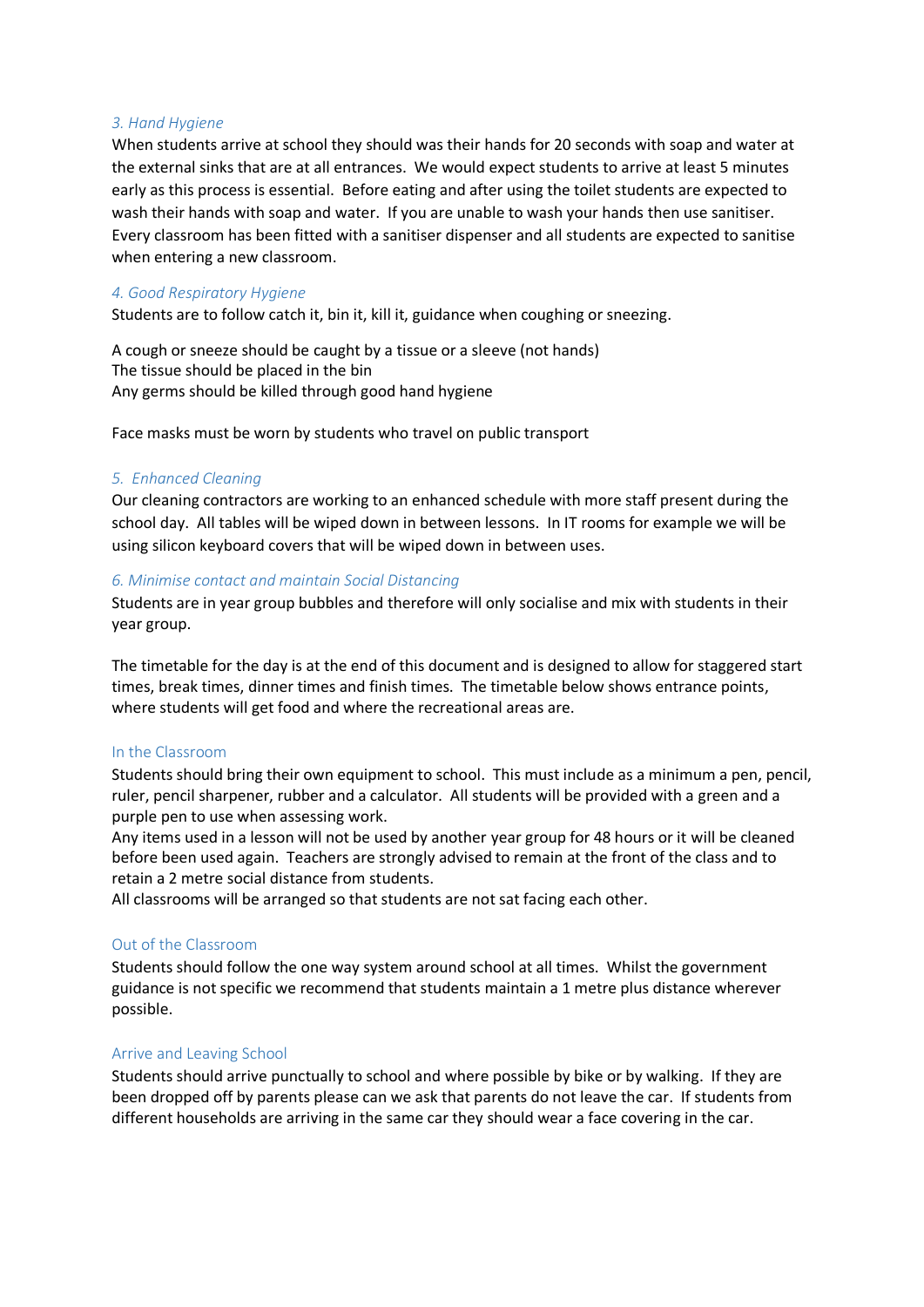### *3. Hand Hygiene*

When students arrive at school they should was their hands for 20 seconds with soap and water at the external sinks that are at all entrances. We would expect students to arrive at least 5 minutes early as this process is essential. Before eating and after using the toilet students are expected to wash their hands with soap and water. If you are unable to wash your hands then use sanitiser. Every classroom has been fitted with a sanitiser dispenser and all students are expected to sanitise when entering a new classroom.

### *4. Good Respiratory Hygiene*

Students are to follow catch it, bin it, kill it, guidance when coughing or sneezing.

A cough or sneeze should be caught by a tissue or a sleeve (not hands)
The tissue should be placed in the bin
Any germs should be killed through good hand hygiene

Face masks must be worn by students who travel on public transport

### *5. Enhanced Cleaning*

Our cleaning contractors are working to an enhanced schedule with more staff present during the school day. All tables will be wiped down in between lessons. In IT rooms for example we will be using silicon keyboard covers that will be wiped down in between uses.

### *6. Minimise contact and maintain Social Distancing*

Students are in year group bubbles and therefore will only socialise and mix with students in their year group.

The timetable for the day is at the end of this document and is designed to allow for staggered start times, break times, dinner times and finish times. The timetable below shows entrance points, where students will get food and where the recreational areas are.

### In the Classroom

Students should bring their own equipment to school. This must include as a minimum a pen, pencil, ruler, pencil sharpener, rubber and a calculator. All students will be provided with a green and a purple pen to use when assessing work.
Any items used in a lesson will not be used by another year group for 48 hours or it will be cleaned before been used again. Teachers are strongly advised to remain at the front of the class and to retain a 2 metre social distance from students.
All classrooms will be arranged so that students are not sat facing each other.

### Out of the Classroom

Students should follow the one way system around school at all times. Whilst the government guidance is not specific we recommend that students maintain a 1 metre plus distance wherever possible.

### Arrive and Leaving School

Students should arrive punctually to school and where possible by bike or by walking. If they are been dropped off by parents please can we ask that parents do not leave the car. If students from different households are arriving in the same car they should wear a face covering in the car.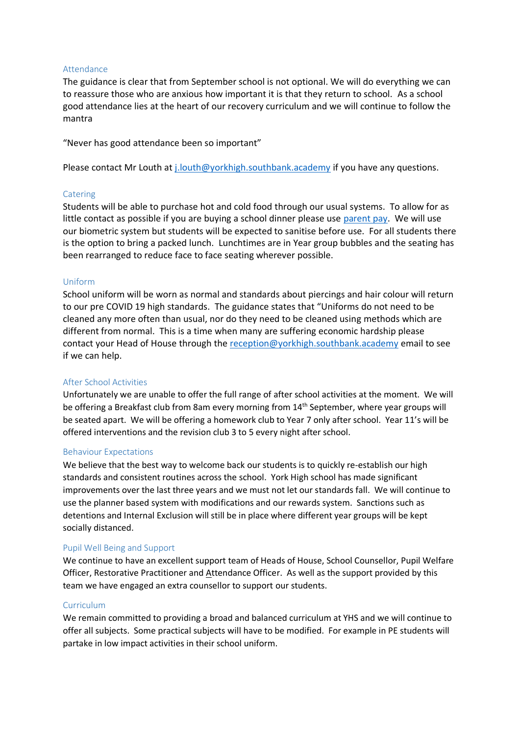## Attendance

The guidance is clear that from September school is not optional. We will do everything we can to reassure those who are anxious how important it is that they return to school. As a school good attendance lies at the heart of our recovery curriculum and we will continue to follow the mantra

"Never has good attendance been so important"

Please contact Mr Louth at j.louth@yorkhigh.southbank.academy if you have any questions.

## Catering

Students will be able to purchase hot and cold food through our usual systems. To allow for as little contact as possible if you are buying a school dinner please use parent pay. We will use our biometric system but students will be expected to sanitise before use. For all students there is the option to bring a packed lunch. Lunchtimes are in Year group bubbles and the seating has been rearranged to reduce face to face seating wherever possible.

## Uniform

School uniform will be worn as normal and standards about piercings and hair colour will return to our pre COVID 19 high standards. The guidance states that "Uniforms do not need to be cleaned any more often than usual, nor do they need to be cleaned using methods which are different from normal. This is a time when many are suffering economic hardship please contact your Head of House through the reception@yorkhigh.southbank.academy email to see if we can help.

## After School Activities

Unfortunately we are unable to offer the full range of after school activities at the moment. We will be offering a Breakfast club from 8am every morning from 14th September, where year groups will be seated apart. We will be offering a homework club to Year 7 only after school. Year 11's will be offered interventions and the revision club 3 to 5 every night after school.

## Behaviour Expectations

We believe that the best way to welcome back our students is to quickly re-establish our high standards and consistent routines across the school. York High school has made significant improvements over the last three years and we must not let our standards fall. We will continue to use the planner based system with modifications and our rewards system. Sanctions such as detentions and Internal Exclusion will still be in place where different year groups will be kept socially distanced.

## Pupil Well Being and Support

We continue to have an excellent support team of Heads of House, School Counsellor, Pupil Welfare Officer, Restorative Practitioner and Attendance Officer. As well as the support provided by this team we have engaged an extra counsellor to support our students.

## Curriculum

We remain committed to providing a broad and balanced curriculum at YHS and we will continue to offer all subjects. Some practical subjects will have to be modified. For example in PE students will partake in low impact activities in their school uniform.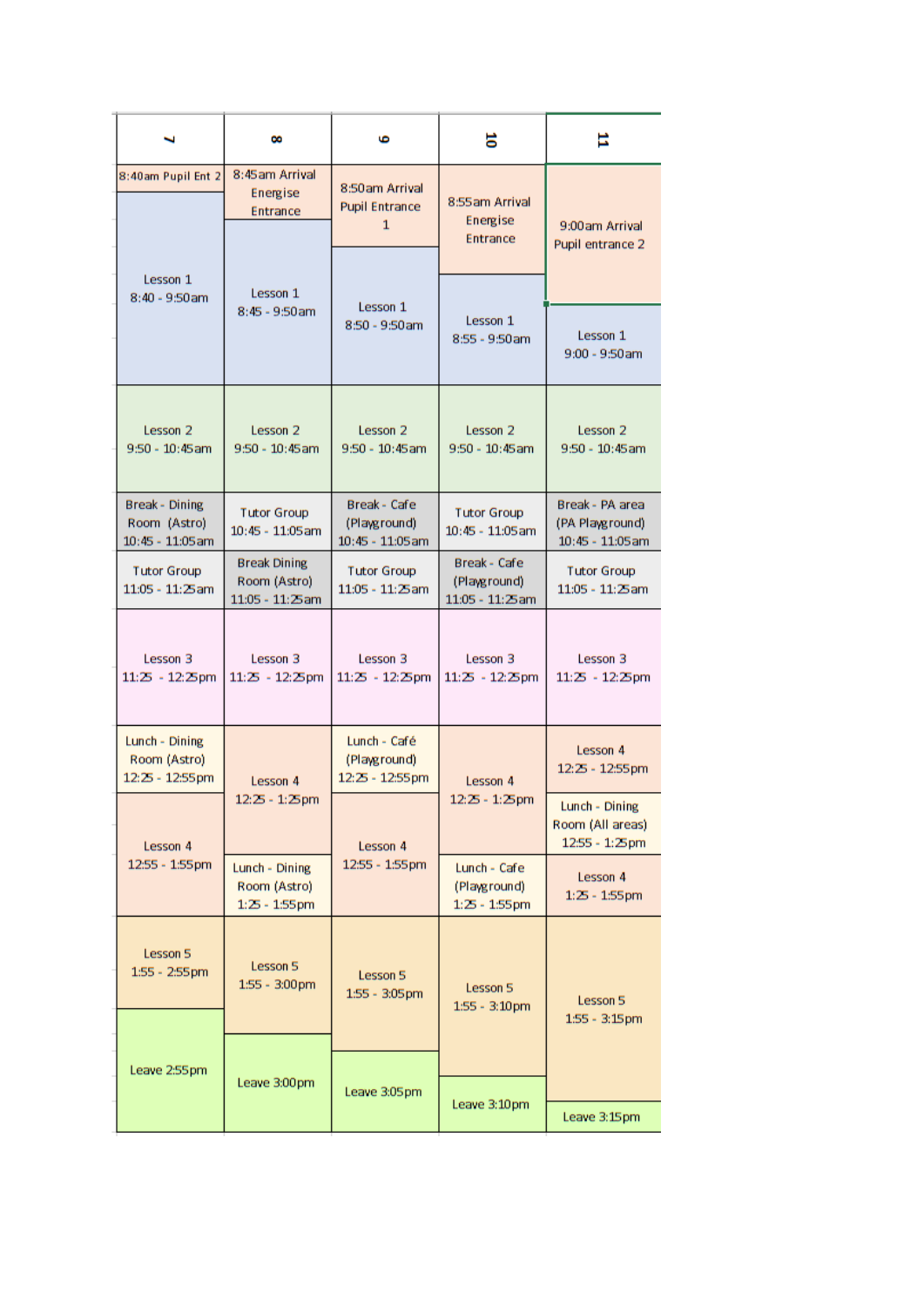| 7 | 8 | 9 | 10 | 11 |
|---|---|---|---|---|
| 8:40am Pupil Ent 2 | 8:45am Arrival Energise Entrance | 8:50am Arrival Pupil Entrance 1 | 8:55am Arrival Energise Entrance | 9:00am Arrival Pupil entrance 2 |
| Lesson 1 8:40 - 9:50am | Lesson 1 8:45 - 9:50am | Lesson 1 8:50 - 9:50am | Lesson 1 8:55 - 9:50am | Lesson 1 9:00 - 9:50am |
| Lesson 2 9:50 - 10:45am | Lesson 2 9:50 - 10:45am | Lesson 2 9:50 - 10:45am | Lesson 2 9:50 - 10:45am | Lesson 2 9:50 - 10:45am |
| Break - Dining Room (Astro) 10:45 - 11:05am | Tutor Group 10:45 - 11:05am | Break - Cafe (Playground) 10:45 - 11:05am | Tutor Group 10:45 - 11:05am | Break - PA area (PA Playground) 10:45 - 11:05am |
| Tutor Group 11:05 - 11:25am | Break Dining Room (Astro) 11:05 - 11:25am | Tutor Group 11:05 - 11:25am | Break - Cafe (Playground) 11:05 - 11:25am | Tutor Group 11:05 - 11:25am |
| Lesson 3 11:25 - 12:25pm | Lesson 3 11:25 - 12:25pm | Lesson 3 11:25 - 12:25pm | Lesson 3 11:25 - 12:25pm | Lesson 3 11:25 - 12:25pm |
| Lunch - Dining Room (Astro) 12:25 - 12:55pm | Lesson 4 12:25 - 1:25pm | Lunch - Café (Playground) 12:25 - 12:55pm | Lesson 4 12:25 - 1:25pm | Lesson 4 12:25 - 12:55pm |
| Lesson 4 12:55 - 1:55pm | | Lesson 4 12:55 - 1:55pm | | Lunch - Dining Room (All areas) 12:55 - 1:25pm |
| | Lunch - Dining Room (Astro) 1:25 - 1:55pm | | Lunch - Cafe (Playground) 1:25 - 1:55pm | Lesson 4 1:25 - 1:55pm |
| Lesson 5 1:55 - 2:55pm | Lesson 5 1:55 - 3:00pm | Lesson 5 1:55 - 3:05pm | Lesson 5 1:55 - 3:10pm | Lesson 5 1:55 - 3:15pm |
| Leave 2:55pm | Leave 3:00pm | Leave 3:05pm | Leave 3:10pm | Leave 3:15pm |